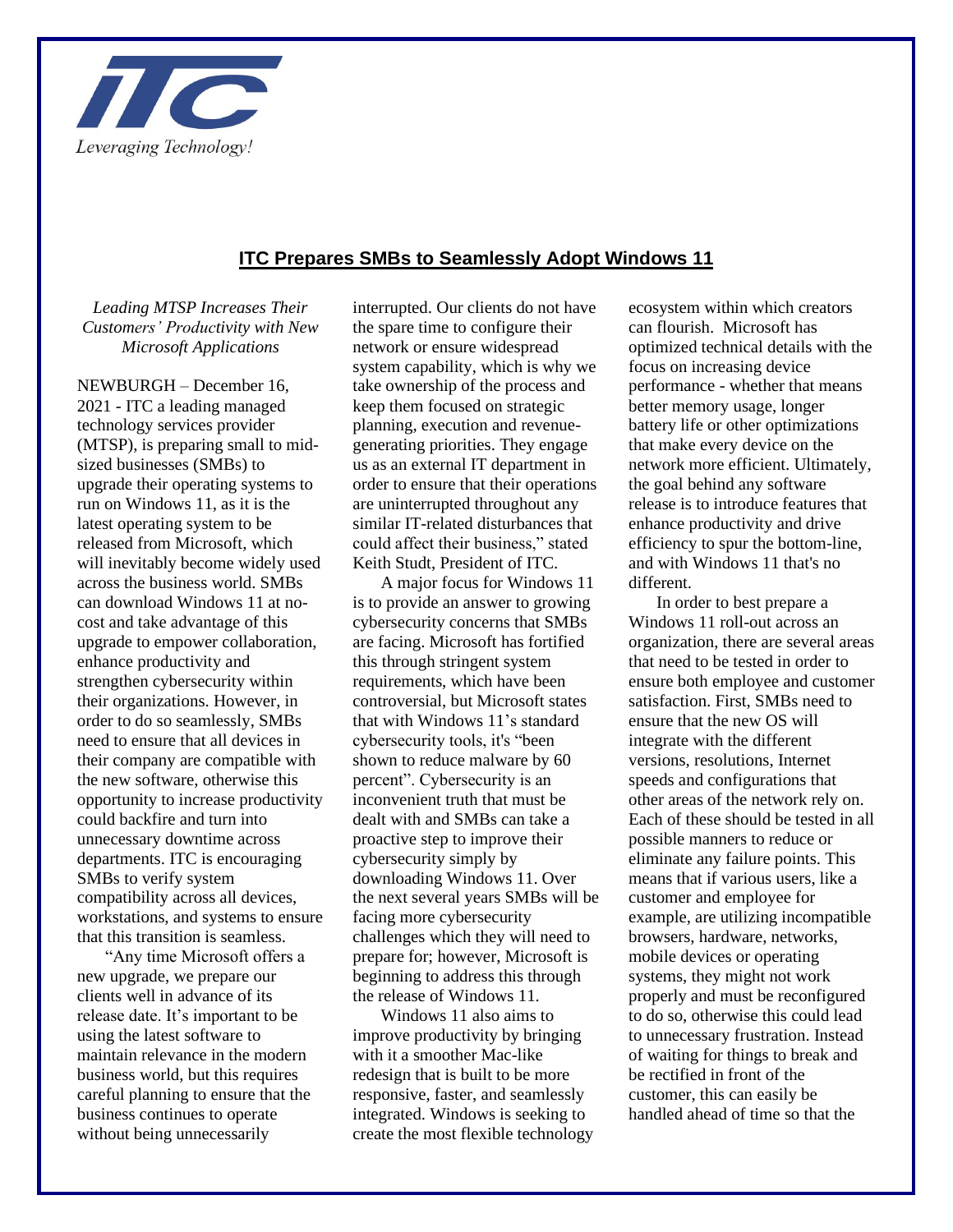ITC

*Leveraging Technology!*

# ITC Prepares SMBs to Seamlessly Adopt Windows 11

*Leading MTSP Increases Their Customers' Productivity with New Microsoft Applications*

NEWBURGH – December 16, 2021 - ITC a leading managed technology services provider (MTSP), is preparing small to mid-sized businesses (SMBs) to upgrade their operating systems to run on Windows 11, as it is the latest operating system to be released from Microsoft, which will inevitably become widely used across the business world. SMBs can download Windows 11 at no-cost and take advantage of this upgrade to empower collaboration, enhance productivity and strengthen cybersecurity within their organizations. However, in order to do so seamlessly, SMBs need to ensure that all devices in their company are compatible with the new software, otherwise this opportunity to increase productivity could backfire and turn into unnecessary downtime across departments. ITC is encouraging SMBs to verify system compatibility across all devices, workstations, and systems to ensure that this transition is seamless.

"Any time Microsoft offers a new upgrade, we prepare our clients well in advance of its release date. It's important to be using the latest software to maintain relevance in the modern business world, but this requires careful planning to ensure that the business continues to operate without being unnecessarily interrupted. Our clients do not have the spare time to configure their network or ensure widespread system capability, which is why we take ownership of the process and keep them focused on strategic planning, execution and revenue-generating priorities. They engage us as an external IT department in order to ensure that their operations are uninterrupted throughout any similar IT-related disturbances that could affect their business," stated Keith Studt, President of ITC.

A major focus for Windows 11 is to provide an answer to growing cybersecurity concerns that SMBs are facing. Microsoft has fortified this through stringent system requirements, which have been controversial, but Microsoft states that with Windows 11's standard cybersecurity tools, it's "been shown to reduce malware by 60 percent". Cybersecurity is an inconvenient truth that must be dealt with and SMBs can take a proactive step to improve their cybersecurity simply by downloading Windows 11. Over the next several years SMBs will be facing more cybersecurity challenges which they will need to prepare for; however, Microsoft is beginning to address this through the release of Windows 11.

Windows 11 also aims to improve productivity by bringing with it a smoother Mac-like redesign that is built to be more responsive, faster, and seamlessly integrated. Windows is seeking to create the most flexible technology ecosystem within which creators can flourish. Microsoft has optimized technical details with the focus on increasing device performance - whether that means better memory usage, longer battery life or other optimizations that make every device on the network more efficient. Ultimately, the goal behind any software release is to introduce features that enhance productivity and drive efficiency to spur the bottom-line, and with Windows 11 that's no different.

In order to best prepare a Windows 11 roll-out across an organization, there are several areas that need to be tested in order to ensure both employee and customer satisfaction. First, SMBs need to ensure that the new OS will integrate with the different versions, resolutions, Internet speeds and configurations that other areas of the network rely on. Each of these should be tested in all possible manners to reduce or eliminate any failure points. This means that if various users, like a customer and employee for example, are utilizing incompatible browsers, hardware, networks, mobile devices or operating systems, they might not work properly and must be reconfigured to do so, otherwise this could lead to unnecessary frustration. Instead of waiting for things to break and be rectified in front of the customer, this can easily be handled ahead of time so that the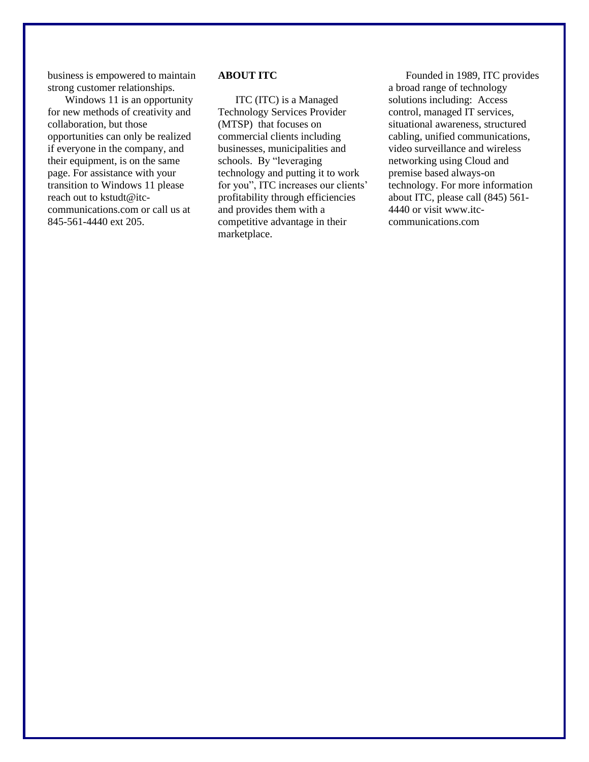business is empowered to maintain strong customer relationships.

Windows 11 is an opportunity for new methods of creativity and collaboration, but those opportunities can only be realized if everyone in the company, and their equipment, is on the same page. For assistance with your transition to Windows 11 please reach out to kstudt@itc-communications.com or call us at 845-561-4440 ext 205.

**ABOUT ITC**

ITC (ITC) is a Managed Technology Services Provider (MTSP) that focuses on commercial clients including businesses, municipalities and schools. By "leveraging technology and putting it to work for you", ITC increases our clients' profitability through efficiencies and provides them with a competitive advantage in their marketplace.

Founded in 1989, ITC provides a broad range of technology solutions including: Access control, managed IT services, situational awareness, structured cabling, unified communications, video surveillance and wireless networking using Cloud and premise based always-on technology. For more information about ITC, please call (845) 561-4440 or visit www.itc-communications.com